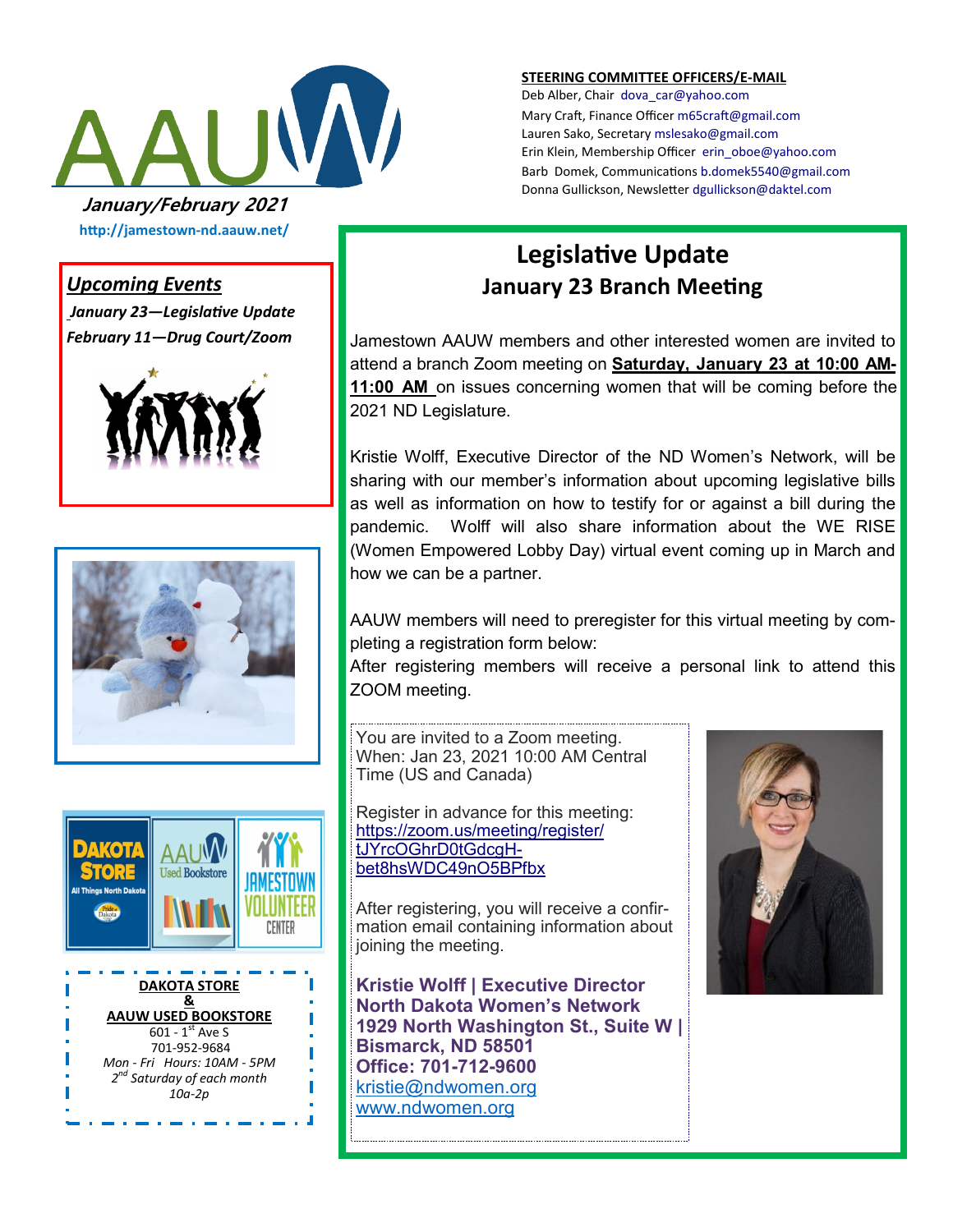# AAUW

**January/February 2021**

http://jamestown-nd.aauw.net/

**STEERING COMMITTEE OFFICERS/E-MAIL**

Deb Alber, Chair dova_car@yahoo.com
Mary Craft, Finance Officer m65craft@gmail.com
Lauren Sako, Secretary mslesako@gmail.com
Erin Klein, Membership Officer erin_oboe@yahoo.com
Barb Domek, Communications b.domek5540@gmail.com
Donna Gullickson, Newsletter dgullickson@daktel.com

## *Upcoming Events*

*January 23—Legislative Update*

*February 11—Drug Court/Zoom*

**DAKOTA STORE**
**&**
**AAUW USED BOOKSTORE**
601 - 1st Ave S
701-952-9684
*Mon - Fri Hours: 10AM - 5PM*
*2nd Saturday of each month*
*10a-2p*

## Legislative Update
### January 23 Branch Meeting

Jamestown AAUW members and other interested women are invited to attend a branch Zoom meeting on **Saturday, January 23 at 10:00 AM-11:00 AM** on issues concerning women that will be coming before the 2021 ND Legislature.

Kristie Wolff, Executive Director of the ND Women's Network, will be sharing with our member's information about upcoming legislative bills as well as information on how to testify for or against a bill during the pandemic. Wolff will also share information about the WE RISE (Women Empowered Lobby Day) virtual event coming up in March and how we can be a partner.

AAUW members will need to preregister for this virtual meeting by completing a registration form below:
After registering members will receive a personal link to attend this ZOOM meeting.

You are invited to a Zoom meeting.
When: Jan 23, 2021 10:00 AM Central Time (US and Canada)

Register in advance for this meeting:
https://zoom.us/meeting/register/tJYrcOGhrD0tGdcgH-bet8hsWDC49nO5BPfbx

After registering, you will receive a confirmation email containing information about joining the meeting.

**Kristie Wolff | Executive Director**
**North Dakota Women's Network**
**1929 North Washington St., Suite W |**
**Bismarck, ND 58501**
**Office: 701-712-9600**
kristie@ndwomen.org
www.ndwomen.org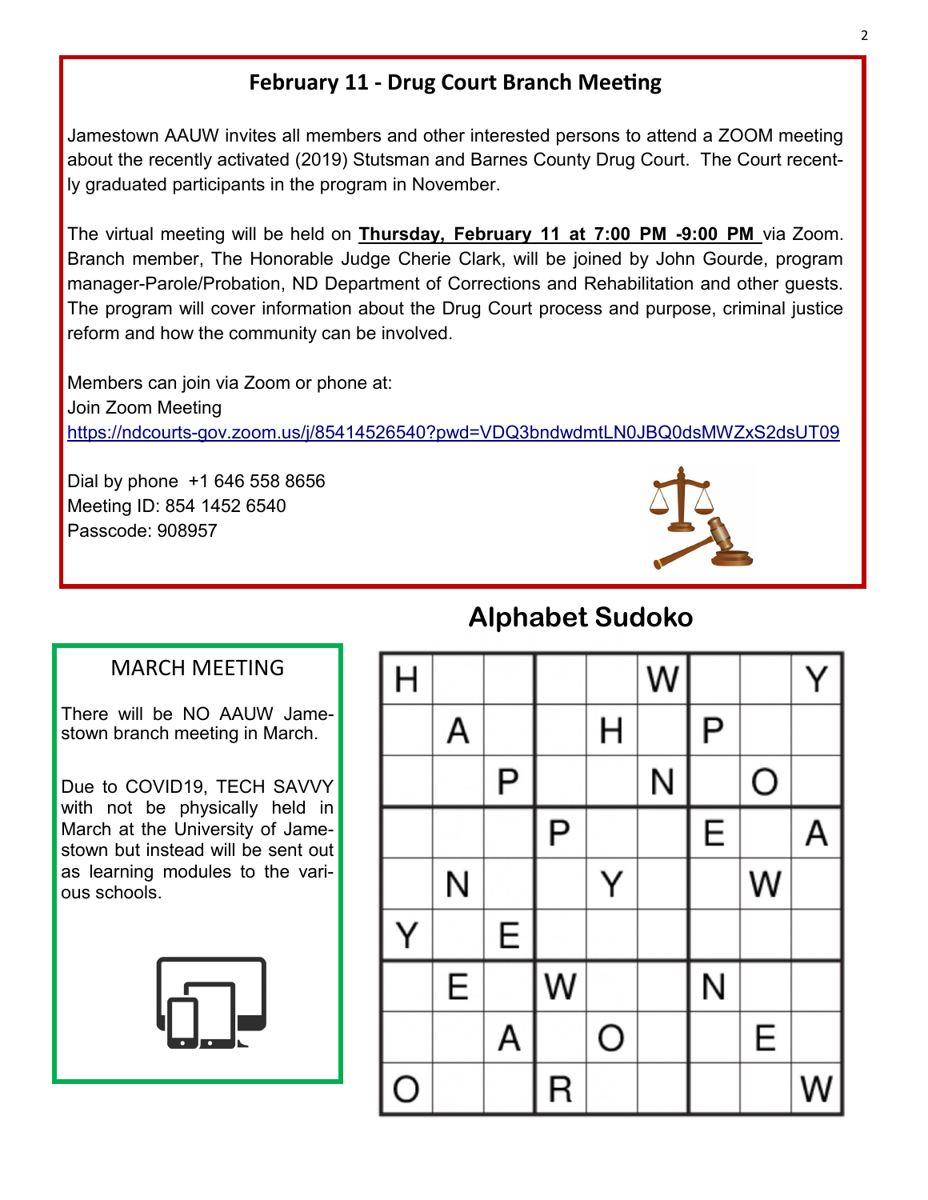## February 11 - Drug Court Branch Meeting

Jamestown AAUW invites all members and other interested persons to attend a ZOOM meeting about the recently activated (2019) Stutsman and Barnes County Drug Court. The Court recently graduated participants in the program in November.

The virtual meeting will be held on **Thursday, February 11 at 7:00 PM -9:00 PM** via Zoom. Branch member, The Honorable Judge Cherie Clark, will be joined by John Gourde, program manager-Parole/Probation, ND Department of Corrections and Rehabilitation and other guests. The program will cover information about the Drug Court process and purpose, criminal justice reform and how the community can be involved.

Members can join via Zoom or phone at:
Join Zoom Meeting
https://ndcourts-gov.zoom.us/j/85414526540?pwd=VDQ3bndwdmtLN0JBQ0dsMWZxS2dsUT09

Dial by phone +1 646 558 8656
Meeting ID: 854 1452 6540
Passcode: 908957

## MARCH MEETING

There will be NO AAUW Jamestown branch meeting in March.

Due to COVID19, TECH SAVVY with not be physically held in March at the University of Jamestown but instead will be sent out as learning modules to the various schools.

## Alphabet Sudoko

| | | | | | | | | |
|---|---|---|---|---|---|---|---|---|
| H | | | | | W | | | Y |
| | A | | | H | | P | | |
| | | P | | | N | | O | |
| | | | P | | | E | | A |
| | N | | | Y | | | W | |
| Y | | E | | | | | | |
| | E | | W | | | N | | |
| | | A | | O | | | E | |
| O | | | R | | | | | W |